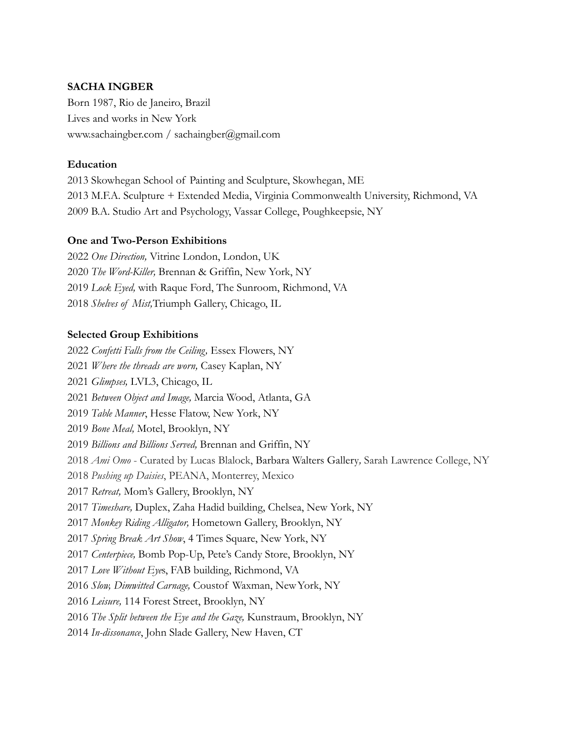**SACHA INGBER**

Born 1987, Rio de Janeiro, Brazil
Lives and works in New York
www.sachaingber.com / sachaingber@gmail.com

**Education**

2013 Skowhegan School of Painting and Sculpture, Skowhegan, ME
2013 M.F.A. Sculpture + Extended Media, Virginia Commonwealth University, Richmond, VA
2009 B.A. Studio Art and Psychology, Vassar College, Poughkeepsie, NY

**One and Two-Person Exhibitions**

2022 *One Direction,* Vitrine London, London, UK
2020 *The Word-Killer,* Brennan & Griffin, New York, NY
2019 *Lock Eyed,* with Raque Ford, The Sunroom, Richmond, VA
2018 *Shelves of Mist,* Triumph Gallery, Chicago, IL

**Selected Group Exhibitions**

2022 *Confetti Falls from the Ceiling,* Essex Flowers, NY
2021 *Where the threads are worn,* Casey Kaplan, NY
2021 *Glimpses,* LVL3, Chicago, IL
2021 *Between Object and Image,* Marcia Wood, Atlanta, GA
2019 *Table Manner*, Hesse Flatow, New York, NY
2019 *Bone Meal,* Motel, Brooklyn, NY
2019 *Billions and Billions Served,* Brennan and Griffin, NY
2018 *Ami Omo* - Curated by Lucas Blalock, Barbara Walters Gallery*,* Sarah Lawrence College, NY
2018 *Pushing up Daisies*, PEANA, Monterrey, Mexico
2017 *Retreat,* Mom's Gallery, Brooklyn, NY
2017 *Timeshare,* Duplex, Zaha Hadid building, Chelsea, New York, NY
2017 *Monkey Riding Alligator,* Hometown Gallery, Brooklyn, NY
2017 *Spring Break Art Show*, 4 Times Square, New York, NY
2017 *Centerpiece,* Bomb Pop-Up, Pete's Candy Store, Brooklyn, NY
2017 *Love Without Eyes*, FAB building, Richmond, VA
2016 *Slow, Dimwitted Carnage,* Coustof Waxman, New York, NY
2016 *Leisure,* 114 Forest Street, Brooklyn, NY
2016 *The Split between the Eye and the Gaze,* Kunstraum, Brooklyn, NY
2014 *In-dissonance*, John Slade Gallery, New Haven, CT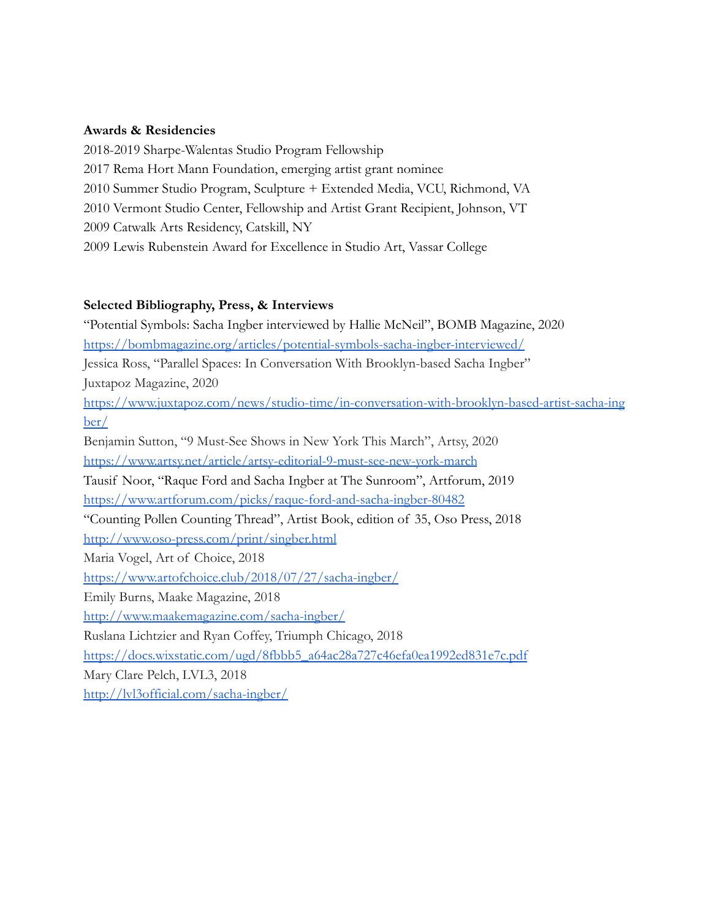**Awards & Residencies**

2018-2019 Sharpe-Walentas Studio Program Fellowship
2017 Rema Hort Mann Foundation, emerging artist grant nominee
2010 Summer Studio Program, Sculpture + Extended Media, VCU, Richmond, VA
2010 Vermont Studio Center, Fellowship and Artist Grant Recipient, Johnson, VT
2009 Catwalk Arts Residency, Catskill, NY
2009 Lewis Rubenstein Award for Excellence in Studio Art, Vassar College

**Selected Bibliography, Press, & Interviews**

"Potential Symbols: Sacha Ingber interviewed by Hallie McNeil", BOMB Magazine, 2020
https://bombmagazine.org/articles/potential-symbols-sacha-ingber-interviewed/
Jessica Ross, "Parallel Spaces: In Conversation With Brooklyn-based Sacha Ingber"
Juxtapoz Magazine, 2020
https://www.juxtapoz.com/news/studio-time/in-conversation-with-brooklyn-based-artist-sacha-ingber/
Benjamin Sutton, "9 Must-See Shows in New York This March", Artsy, 2020
https://www.artsy.net/article/artsy-editorial-9-must-see-new-york-march
Tausif Noor, "Raque Ford and Sacha Ingber at The Sunroom", Artforum, 2019
https://www.artforum.com/picks/raque-ford-and-sacha-ingber-80482
"Counting Pollen Counting Thread", Artist Book, edition of 35, Oso Press, 2018
http://www.oso-press.com/print/singber.html
Maria Vogel, Art of Choice, 2018
https://www.artofchoice.club/2018/07/27/sacha-ingber/
Emily Burns, Maake Magazine, 2018
http://www.maakemagazine.com/sacha-ingber/
Ruslana Lichtzier and Ryan Coffey, Triumph Chicago, 2018
https://docs.wixstatic.com/ugd/8fbbb5_a64ac28a727c46efa0ea1992ed831e7c.pdf
Mary Clare Pelch, LVL3, 2018
http://lvl3official.com/sacha-ingber/